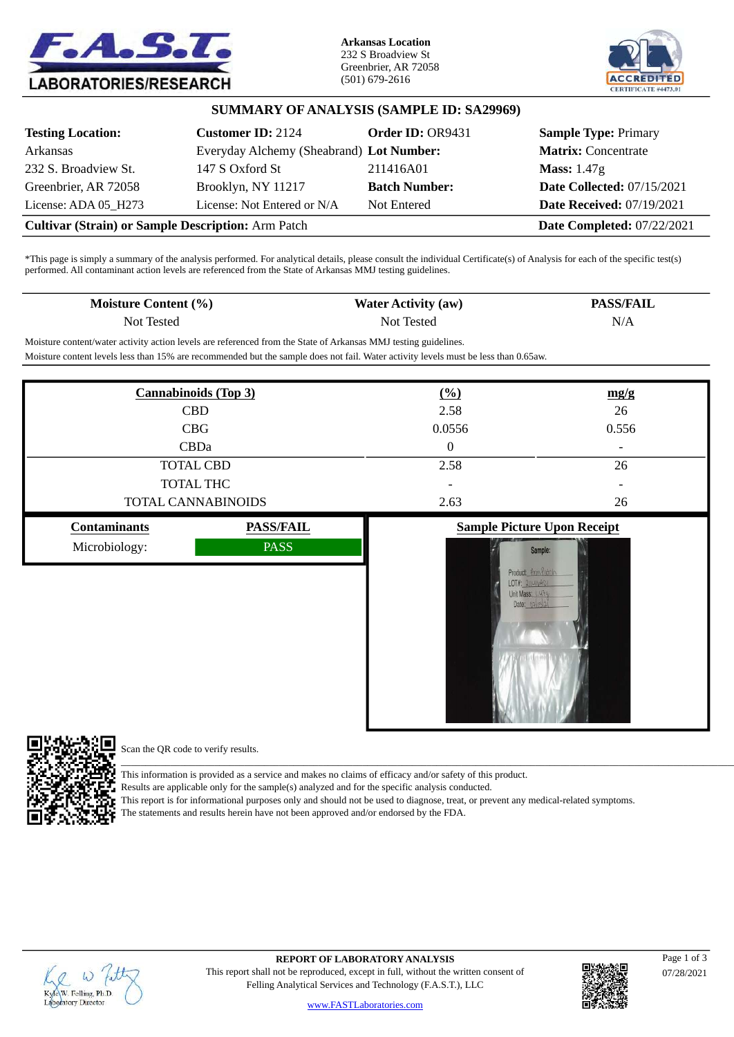**F.A.S.T. LABORATORIES/RESEARCH**

**Arkansas Location**
232 S Broadview St
Greenbrier, AR 72058
(501) 679-2616

ACCREDITED CERTIFICATE #4473.01

## SUMMARY OF ANALYSIS (SAMPLE ID: SA29969)

| **Testing Location:** | **Customer ID:** 2124 | **Order ID:** OR9431 | **Sample Type:** Primary |
|---|---|---|---|
| Arkansas | Everyday Alchemy (Sheabrand) | **Lot Number:** | **Matrix:** Concentrate |
| 232 S. Broadview St. | 147 S Oxford St | 211416A01 | **Mass:** 1.47g |
| Greenbrier, AR 72058 | Brooklyn, NY 11217 | **Batch Number:** | **Date Collected:** 07/15/2021 |
| License: ADA 05_H273 | License: Not Entered or N/A | Not Entered | **Date Received:** 07/19/2021 |
| **Cultivar (Strain) or Sample Description:** Arm Patch | | | **Date Completed:** 07/22/2021 |

*This page is simply a summary of the analysis performed. For analytical details, please consult the individual Certificate(s) of Analysis for each of the specific test(s) performed. All contaminant action levels are referenced from the State of Arkansas MMJ testing guidelines.

| Moisture Content (%) | Water Activity (aw) | PASS/FAIL |
|---|---|---|
| Not Tested | Not Tested | N/A |

Moisture content/water activity action levels are referenced from the State of Arkansas MMJ testing guidelines.
Moisture content levels less than 15% are recommended but the sample does not fail. Water activity levels must be less than 0.65aw.

| Cannabinoids (Top 3) | (%) | mg/g |
|---|---|---|
| CBD | 2.58 | 26 |
| CBG | 0.0556 | 0.556 |
| CBDa | 0 | - |
| TOTAL CBD | 2.58 | 26 |
| TOTAL THC | - | - |
| TOTAL CANNABINOIDS | 2.63 | 26 |

| Contaminants | PASS/FAIL |
|---|---|
| Microbiology: | PASS |

**Sample Picture Upon Receipt**

Scan the QR code to verify results.

This information is provided as a service and makes no claims of efficacy and/or safety of this product.
Results are applicable only for the sample(s) analyzed and for the specific analysis conducted.
This report is for informational purposes only and should not be used to diagnose, treat, or prevent any medical-related symptoms.
The statements and results herein have not been approved and/or endorsed by the FDA.

Kyle W. Felling, Ph.D
Laboratory Director

**REPORT OF LABORATORY ANALYSIS**
This report shall not be reproduced, except in full, without the written consent of Felling Analytical Services and Technology (F.A.S.T.), LLC

www.FASTLaboratories.com

07/28/2021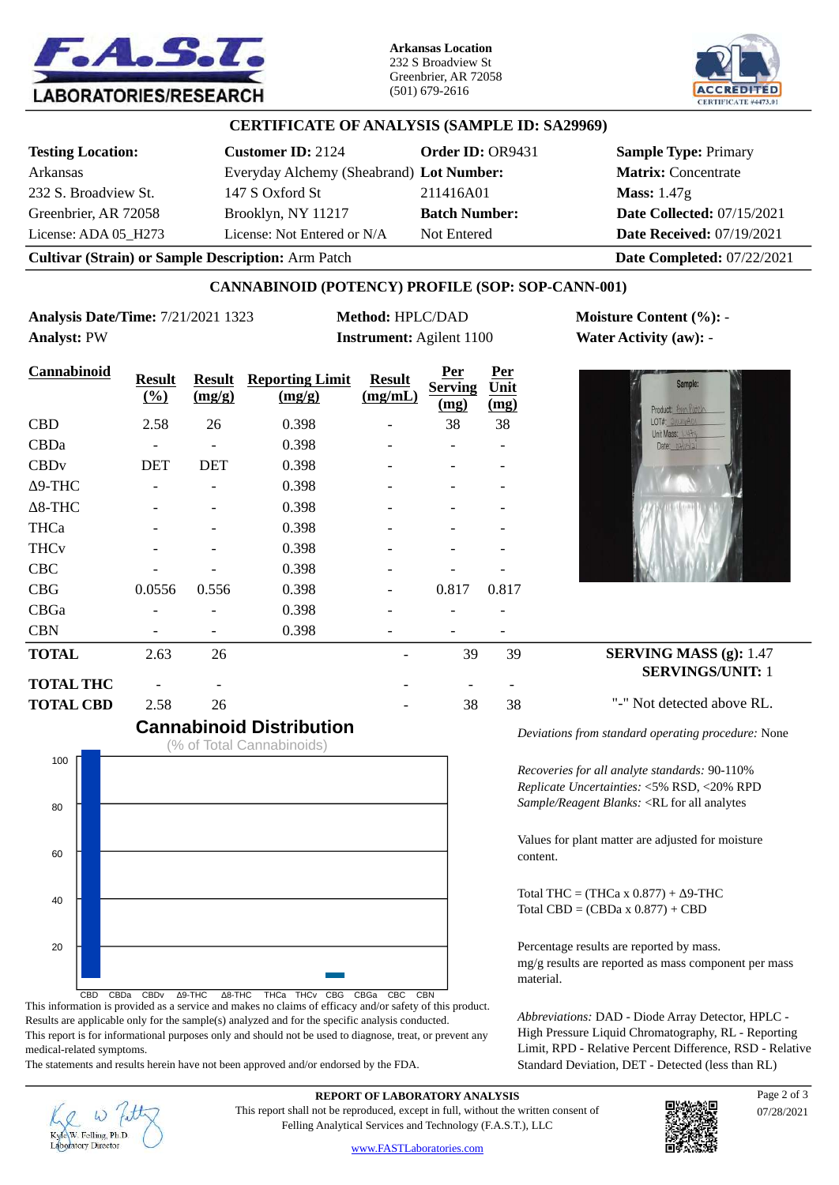F.A.S.T. LABORATORIES/RESEARCH

**Arkansas Location**
232 S Broadview St
Greenbrier, AR 72058
(501) 679-2616

ACCREDITED CERTIFICATE #4473.01

## CERTIFICATE OF ANALYSIS (SAMPLE ID: SA29969)

| | | | |
|---|---|---|---|
| **Testing Location:** | **Customer ID:** 2124 | **Order ID:** OR9431 | **Sample Type:** Primary |
| Arkansas | Everyday Alchemy (Sheabrand) | **Lot Number:** | **Matrix:** Concentrate |
| 232 S. Broadview St. | 147 S Oxford St | 211416A01 | **Mass:** 1.47g |
| Greenbrier, AR 72058 | Brooklyn, NY 11217 | **Batch Number:** | **Date Collected:** 07/15/2021 |
| License: ADA 05_H273 | License: Not Entered or N/A | Not Entered | **Date Received:** 07/19/2021 |

**Cultivar (Strain) or Sample Description:** Arm Patch

**Date Completed:** 07/22/2021

## CANNABINOID (POTENCY) PROFILE (SOP: SOP-CANN-001)

**Analysis Date/Time:** 7/21/2021 1323
**Analyst:** PW

**Method:** HPLC/DAD
**Instrument:** Agilent 1100

**Moisture Content (%):** -
**Water Activity (aw):** -

| Cannabinoid | Result (%) | Result (mg/g) | Reporting Limit (mg/g) | Result (mg/mL) | Per Serving (mg) | Per Unit (mg) |
|---|---|---|---|---|---|---|
| CBD | 2.58 | 26 | 0.398 | - | 38 | 38 |
| CBDa | - | - | 0.398 | - | - | - |
| CBDv | DET | DET | 0.398 | - | - | - |
| Δ9-THC | - | - | 0.398 | - | - | - |
| Δ8-THC | - | - | 0.398 | - | - | - |
| THCa | - | - | 0.398 | - | - | - |
| THCv | - | - | 0.398 | - | - | - |
| CBC | - | - | 0.398 | - | - | - |
| CBG | 0.0556 | 0.556 | 0.398 | - | 0.817 | 0.817 |
| CBGa | - | - | 0.398 | - | - | - |
| CBN | - | - | 0.398 | - | - | - |
| **TOTAL** | 2.63 | 26 | | - | 39 | 39 |
| **TOTAL THC** | - | - | | - | - | - |
| **TOTAL CBD** | 2.58 | 26 | | - | 38 | 38 |

**SERVING MASS (g):** 1.47
**SERVINGS/UNIT:** 1

"-" Not detected above RL.

### Cannabinoid Distribution

(% of Total Cannabinoids)

100
80
60
40
20

CBD CBDa CBDv Δ9-THC Δ8-THC THCa THCv CBG CBGa CBC CBN

*Deviations from standard operating procedure:* None

*Recoveries for all analyte standards:* 90-110%
*Replicate Uncertainties:* <5% RSD, <20% RPD
*Sample/Reagent Blanks:* <RL for all analytes

Values for plant matter are adjusted for moisture content.

Total THC = (THCa x 0.877) + Δ9-THC
Total CBD = (CBDa x 0.877) + CBD

Percentage results are reported by mass.
mg/g results are reported as mass component per mass material.

*Abbreviations:* DAD - Diode Array Detector, HPLC - High Pressure Liquid Chromatography, RL - Reporting Limit, RPD - Relative Percent Difference, RSD - Relative Standard Deviation, DET - Detected (less than RL)

This information is provided as a service and makes no claims of efficacy and/or safety of this product.
Results are applicable only for the sample(s) analyzed and for the specific analysis conducted.
This report is for informational purposes only and should not be used to diagnose, treat, or prevent any medical-related symptoms.
The statements and results herein have not been approved and/or endorsed by the FDA.

Kyle W. Felling, Ph.D
Laboratory Director

**REPORT OF LABORATORY ANALYSIS**
This report shall not be reproduced, except in full, without the written consent of Felling Analytical Services and Technology (F.A.S.T.), LLC

www.FASTLaboratories.com

07/28/2021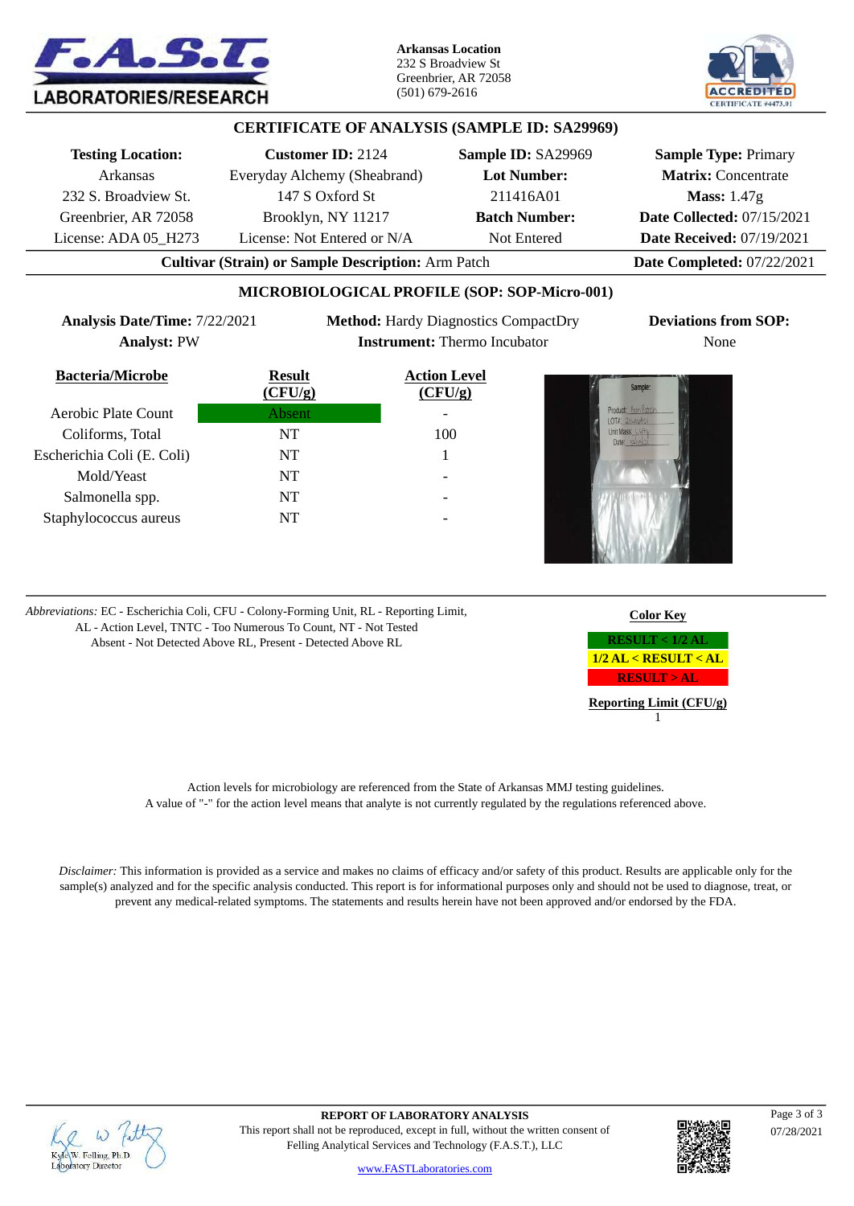**Arkansas Location**
232 S Broadview St
Greenbrier, AR 72058
(501) 679-2616

## CERTIFICATE OF ANALYSIS (SAMPLE ID: SA29969)

| **Testing Location:** | **Customer ID:** 2124 | **Sample ID:** SA29969 | **Sample Type:** Primary |
| --- | --- | --- | --- |
| Arkansas | Everyday Alchemy (Sheabrand) | **Lot Number:** | **Matrix:** Concentrate |
| 232 S. Broadview St. | 147 S Oxford St | 211416A01 | **Mass:** 1.47g |
| Greenbrier, AR 72058 | Brooklyn, NY 11217 | **Batch Number:** | **Date Collected:** 07/15/2021 |
| License: ADA 05_H273 | License: Not Entered or N/A | Not Entered | **Date Received:** 07/19/2021 |

**Cultivar (Strain) or Sample Description:** Arm Patch

**Date Completed:** 07/22/2021

### MICROBIOLOGICAL PROFILE (SOP: SOP-Micro-001)

**Analysis Date/Time:** 7/22/2021
**Analyst:** PW

**Method:** Hardy Diagnostics CompactDry
**Instrument:** Thermo Incubator

**Deviations from SOP:**
None

| Bacteria/Microbe | Result (CFU/g) | Action Level (CFU/g) |
| --- | --- | --- |
| Aerobic Plate Count | Absent | - |
| Coliforms, Total | NT | 100 |
| Escherichia Coli (E. Coli) | NT | 1 |
| Mold/Yeast | NT | - |
| Salmonella spp. | NT | - |
| Staphylococcus aureus | NT | - |

*Abbreviations:* EC - Escherichia Coli, CFU - Colony-Forming Unit, RL - Reporting Limit, AL - Action Level, TNTC - Too Numerous To Count, NT - Not Tested
Absent - Not Detected Above RL, Present - Detected Above RL

**Color Key**

RESULT < 1/2 AL
1/2 AL < RESULT < AL
RESULT > AL

**Reporting Limit (CFU/g)**
1

Action levels for microbiology are referenced from the State of Arkansas MMJ testing guidelines.
A value of "-" for the action level means that analyte is not currently regulated by the regulations referenced above.

*Disclaimer:* This information is provided as a service and makes no claims of efficacy and/or safety of this product. Results are applicable only for the sample(s) analyzed and for the specific analysis conducted. This report is for informational purposes only and should not be used to diagnose, treat, or prevent any medical-related symptoms. The statements and results herein have not been approved and/or endorsed by the FDA.

Kyle W. Felling, Ph.D.
Laboratory Director

**REPORT OF LABORATORY ANALYSIS**
This report shall not be reproduced, except in full, without the written consent of Felling Analytical Services and Technology (F.A.S.T.), LLC
www.FASTLaboratories.com

07/28/2021